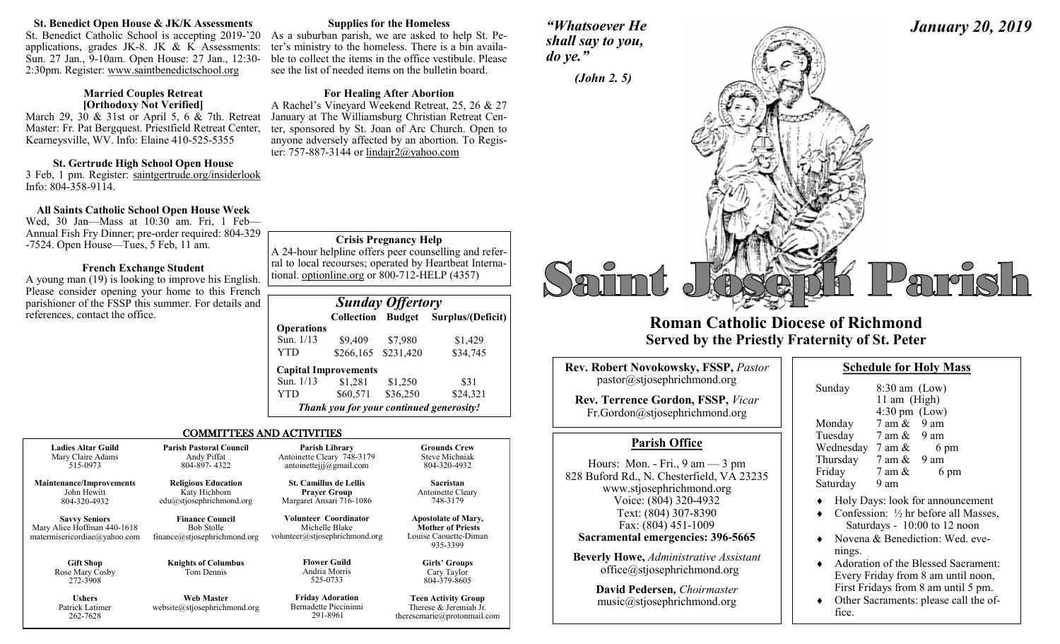### St. Benedict Open House & JK/K Assessments

St. Benedict Catholic School is accepting 2019-'20 applications, grades JK-8. JK & K Assessments: Sun. 27 Jan., 9-10am. Open House: 27 Jan., 12:30-2:30pm. Register: www.saintbenedictschool.org

### Married Couples Retreat [Orthodoxy Not Verified]

March 29, 30 & 31st or April 5, 6 & 7th. Retreat Master: Fr. Pat Bergquest. Priestfield Retreat Center, Kearneysville, WV. Info: Elaine 410-525-5355

### St. Gertrude High School Open House

3 Feb, 1 pm. Register: saintgertrude.org/insiderlook Info: 804-358-9114.

### All Saints Catholic School Open House Week

Wed, 30 Jan—Mass at 10:30 am. Fri, 1 Feb—Annual Fish Fry Dinner; pre-order required: 804-329-7524. Open House—Tues, 5 Feb, 11 am.

### French Exchange Student

A young man (19) is looking to improve his English. Please consider opening your home to this French parishioner of the FSSP this summer. For details and references, contact the office.

### Supplies for the Homeless

As a suburban parish, we are asked to help St. Peter's ministry to the homeless. There is a bin available to collect the items in the office vestibule. Please see the list of needed items on the bulletin board.

### For Healing After Abortion

A Rachel's Vineyard Weekend Retreat, 25, 26 & 27 January at The Williamsburg Christian Retreat Center, sponsored by St. Joan of Arc Church. Open to anyone adversely affected by an abortion. To Register: 757-887-3144 or lindajr2@yahoo.com

### Crisis Pregnancy Help

A 24-hour helpline offers peer counselling and referral to local recourses; operated by Heartbeat International. optionline.org or 800-712-HELP (4357)

### *Sunday Offertory*

| | Collection | Budget | Surplus/(Deficit) |
|---|---|---|---|
| **Operations** | | | |
| Sun. 1/13 | $9,409 | $7,980 | $1,429 |
| YTD | $266,165 | $231,420 | $34,745 |
| **Capital Improvements** | | | |
| Sun. 1/13 | $1,281 | $1,250 | $31 |
| YTD | $60,571 | $36,250 | $24,321 |

***Thank you for your continued generosity!***

## COMMITTEES AND ACTIVITIES

| | | | |
|---|---|---|---|
| **Ladies Altar Guild**<br>Mary Claire Adams<br>515-0973 | **Parish Pastoral Council**<br>Andy Piffat<br>804-897-4322 | **Parish Library**<br>Antoinette Cleary 748-3179<br>antoinettejjj@gmail.com | **Grounds Crew**<br>Steve Michniak<br>804-320-4932 |
| **Maintenance/Improvements**<br>John Hewitt<br>804-320-4932 | **Religious Education**<br>Katy Hichborn<br>edu@stjosephrichmond.org | **St. Camillus de Lellis Prayer Group**<br>Margaret Ansari 716-1086 | **Sacristan**<br>Antoinette Cleary<br>748-3179 |
| **Savvy Seniors**<br>Mary Alice Hoffman 440-1618<br>matermisericordiae@yahoo.com | **Finance Council**<br>Bob Stolle<br>finance@stjosephrichmond.org | **Volunteer Coordinator**<br>Michelle Blake<br>volunteer@stjosephrichmond.org | **Apostolate of Mary, Mother of Priests**<br>Louise Caouette-Diman<br>935-3399 |
| **Gift Shop**<br>Rose Mary Cosby<br>272-3908 | **Knights of Columbus**<br>Tom Dennis | **Flower Guild**<br>Andria Morris<br>525-0733 | **Girls' Groups**<br>Cary Taylor<br>804-379-8605 |
| **Ushers**<br>Patrick Latimer<br>262-7628 | **Web Master**<br>website@stjosephrichmond.org | **Friday Adoration**<br>Bernadette Piccininni<br>291-8961 | **Teen Activity Group**<br>Therese & Jeremiah Jr.<br>theresemarie@protonmail.com |

*"Whatsoever He shall say to you, do ye."*

*(John 2. 5)*

*January 20, 2019*

# Saint Joseph Parish

## Roman Catholic Diocese of Richmond
## Served by the Priestly Fraternity of St. Peter

**Rev. Robert Novokowsky, FSSP,** *Pastor*
pastor@stjosephrichmond.org

**Rev. Terrence Gordon, FSSP,** *Vicar*
Fr.Gordon@stjosephrichmond.org

### Parish Office

Hours: Mon. - Fri., 9 am — 3 pm
828 Buford Rd., N. Chesterfield, VA 23235
www.stjosephrichmond.org
Voice: (804) 320-4932
Text: (804) 307-8390
Fax: (804) 451-1009
**Sacramental emergencies: 396-5665**

**Beverly Howe,** *Administrative Assistant*
office@stjosephrichmond.org

**David Pedersen,** *Choirmaster*
music@stjosephrichmond.org

### Schedule for Holy Mass

| | |
|---|---|
| Sunday | 8:30 am (Low)<br>11 am (High)<br>4:30 pm (Low) |
| Monday | 7 am & 9 am |
| Tuesday | 7 am & 9 am |
| Wednesday | 7 am & 6 pm |
| Thursday | 7 am & 9 am |
| Friday | 7 am & 6 pm |
| Saturday | 9 am |

- Holy Days: look for announcement
- Confession: ½ hr before all Masses, Saturdays - 10:00 to 12 noon
- Novena & Benediction: Wed. evenings.
- Adoration of the Blessed Sacrament: Every Friday from 8 am until noon, First Fridays from 8 am until 5 pm.
- Other Sacraments: please call the office.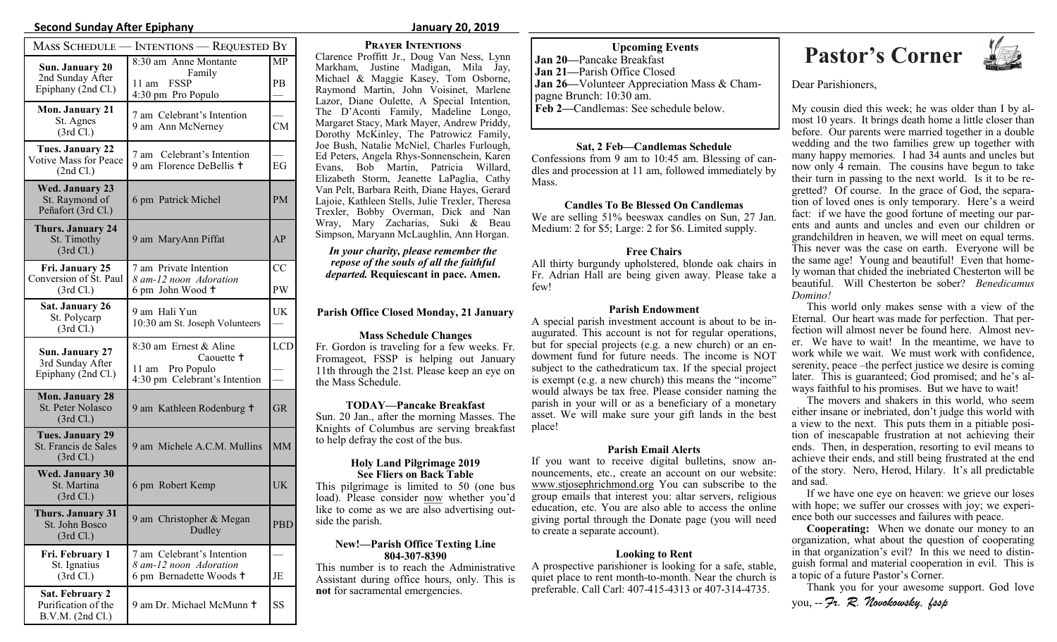**Second Sunday After Epiphany** **January 20, 2019**

| Mass Schedule — Intentions — Requested By | | |
|---|---|---|
| **Sun. January 20** 2nd Sunday After Epiphany (2nd Cl.) | 8:30 am Anne Montante Family<br>11 am FSSP<br>4:30 pm Pro Populo | MP<br>PB<br>— |
| **Mon. January 21** St. Agnes (3rd Cl.) | 7 am Celebrant's Intention<br>9 am Ann McNerney | —<br>CM |
| **Tues. January 22** Votive Mass for Peace (2nd Cl.) | 7 am Celebrant's Intention<br>9 am Florence DeBellis ✝ | —<br>EG |
| **Wed. January 23** St. Raymond of Peñafort (3rd Cl.) | 6 pm Patrick Michel | PM |
| **Thurs. January 24** St. Timothy (3rd Cl.) | 9 am MaryAnn Piffat | AP |
| **Fri. January 25** Conversion of St. Paul (3rd Cl.) | 7 am Private Intention<br>*8 am-12 noon Adoration*<br>6 pm John Wood ✝ | CC<br><br>PW |
| **Sat. January 26** St. Polycarp (3rd Cl.) | 9 am Hali Yun<br>10:30 am St. Joseph Volunteers | UK<br>— |
| **Sun. January 27** 3rd Sunday After Epiphany (2nd Cl.) | 8:30 am Ernest & Aline Caouette ✝<br>11 am Pro Populo<br>4:30 pm Celebrant's Intention | LCD<br>—<br>— |
| **Mon. January 28** St. Peter Nolasco (3rd Cl.) | 9 am Kathleen Rodenburg ✝ | GR |
| **Tues. January 29** St. Francis de Sales (3rd Cl.) | 9 am Michele A.C.M. Mullins | MM |
| **Wed. January 30** St. Martina (3rd Cl.) | 6 pm Robert Kemp | UK |
| **Thurs. January 31** St. John Bosco (3rd Cl.) | 9 am Christopher & Megan Dudley | PBD |
| **Fri. February 1** St. Ignatius (3rd Cl.) | 7 am Celebrant's Intention<br>*8 am-12 noon Adoration*<br>6 pm Bernadette Woods ✝ | —<br><br>JE |
| **Sat. February 2** Purification of the B.V.M. (2nd Cl.) | 9 am Dr. Michael McMunn ✝ | SS |

### Prayer Intentions

Clarence Proffitt Jr., Doug Van Ness, Lynn Markham, Justine Madigan, Mila Jay, Michael & Maggie Kasey, Tom Osborne, Raymond Martin, John Voisinet, Marlene Lazor, Diane Oulette, A Special Intention, The D'Aconti Family, Madeline Longo, Margaret Stacy, Mark Mayer, Andrew Priddy, Dorothy McKinley, The Patrowicz Family, Joe Bush, Natalie McNiel, Charles Furlough, Ed Peters, Angela Rhys-Sonnenschein, Karen Evans, Bob Martin, Patricia Willard, Elizabeth Storm, Jeanette LaPaglia, Cathy Van Pelt, Barbara Reith, Diane Hayes, Gerard Lajoie, Kathleen Stells, Julie Trexler, Theresa Trexler, Bobby Overman, Dick and Nan Wray, Mary Zacharias, Suki & Beau Simpson, Maryann McLaughlin, Ann Horgan.

***In your charity, please remember the repose of the souls of all the faithful departed.*** **Requiescant in pace. Amen.**

### Parish Office Closed Monday, 21 January

### Mass Schedule Changes

Fr. Gordon is traveling for a few weeks. Fr. Fromageot, FSSP is helping out January 11th through the 21st. Please keep an eye on the Mass Schedule.

### TODAY—Pancake Breakfast

Sun. 20 Jan., after the morning Masses. The Knights of Columbus are serving breakfast to help defray the cost of the bus.

### Holy Land Pilgrimage 2019
### See Fliers on Back Table

This pilgrimage is limited to 50 (one bus load). Please consider now whether you'd like to come as we are also advertising outside the parish.

### New!—Parish Office Texting Line
### 804-307-8390

This number is to reach the Administrative Assistant during office hours, only. This is **not** for sacramental emergencies.

### Upcoming Events

**Jan 20—**Pancake Breakfast
**Jan 21—**Parish Office Closed
**Jan 26—**Volunteer Appreciation Mass & Champagne Brunch: 10:30 am.
**Feb 2—**Candlemas: See schedule below.

### Sat, 2 Feb—Candlemas Schedule

Confessions from 9 am to 10:45 am. Blessing of candles and procession at 11 am, followed immediately by Mass.

### Candles To Be Blessed On Candlemas

We are selling 51% beeswax candles on Sun, 27 Jan. Medium: 2 for $5; Large: 2 for $6. Limited supply.

### Free Chairs

All thirty burgundy upholstered, blonde oak chairs in Fr. Adrian Hall are being given away. Please take a few!

### Parish Endowment

A special parish investment account is about to be inaugurated. This account is not for regular operations, but for special projects (e.g. a new church) or an endowment fund for future needs. The income is NOT subject to the cathedraticum tax. If the special project is exempt (e.g. a new church) this means the "income" would always be tax free. Please consider naming the parish in your will or as a beneficiary of a monetary asset. We will make sure your gift lands in the best place!

### Parish Email Alerts

If you want to receive digital bulletins, snow announcements, etc., create an account on our website: www.stjosephrichmond.org You can subscribe to the group emails that interest you: altar servers, religious education, etc. You are also able to access the online giving portal through the Donate page (you will need to create a separate account).

### Looking to Rent

A prospective parishioner is looking for a safe, stable, quiet place to rent month-to-month. Near the church is preferable. Call Carl: 407-415-4313 or 407-314-4735.

# Pastor's Corner

Dear Parishioners,

My cousin died this week; he was older than I by almost 10 years. It brings death home a little closer than before. Our parents were married together in a double wedding and the two families grew up together with many happy memories. I had 34 aunts and uncles but now only 4 remain. The cousins have begun to take their turn in passing to the next world. Is it to be regretted? Of course. In the grace of God, the separation of loved ones is only temporary. Here's a weird fact: if we have the good fortune of meeting our parents and aunts and uncles and even our children or grandchildren in heaven, we will meet on equal terms. This never was the case on earth. Everyone will be the same age! Young and beautiful! Even that homely woman that chided the inebriated Chesterton will be beautiful. Will Chesterton be sober? *Benedicamus Domino!*

This world only makes sense with a view of the Eternal. Our heart was made for perfection. That perfection will almost never be found here. Almost never. We have to wait! In the meantime, we have to work while we wait. We must work with confidence, serenity, peace –the perfect justice we desire is coming later. This is guaranteed; God promised; and he's always faithful to his promises. But we have to wait!

The movers and shakers in this world, who seem either insane or inebriated, don't judge this world with a view to the next. This puts them in a pitiable position of inescapable frustration at not achieving their ends. Then, in desperation, resorting to evil means to achieve their ends, and still being frustrated at the end of the story. Nero, Herod, Hilary. It's all predictable and sad.

If we have one eye on heaven: we grieve our loses with hope; we suffer our crosses with joy; we experience both our successes and failures with peace.

**Cooperating:** When we donate our money to an organization, what about the question of cooperating in that organization's evil? In this we need to distinguish formal and material cooperation in evil. This is a topic of a future Pastor's Corner.

Thank you for your awesome support. God love you, -- *Fr. R. Novokowsky, fssp*